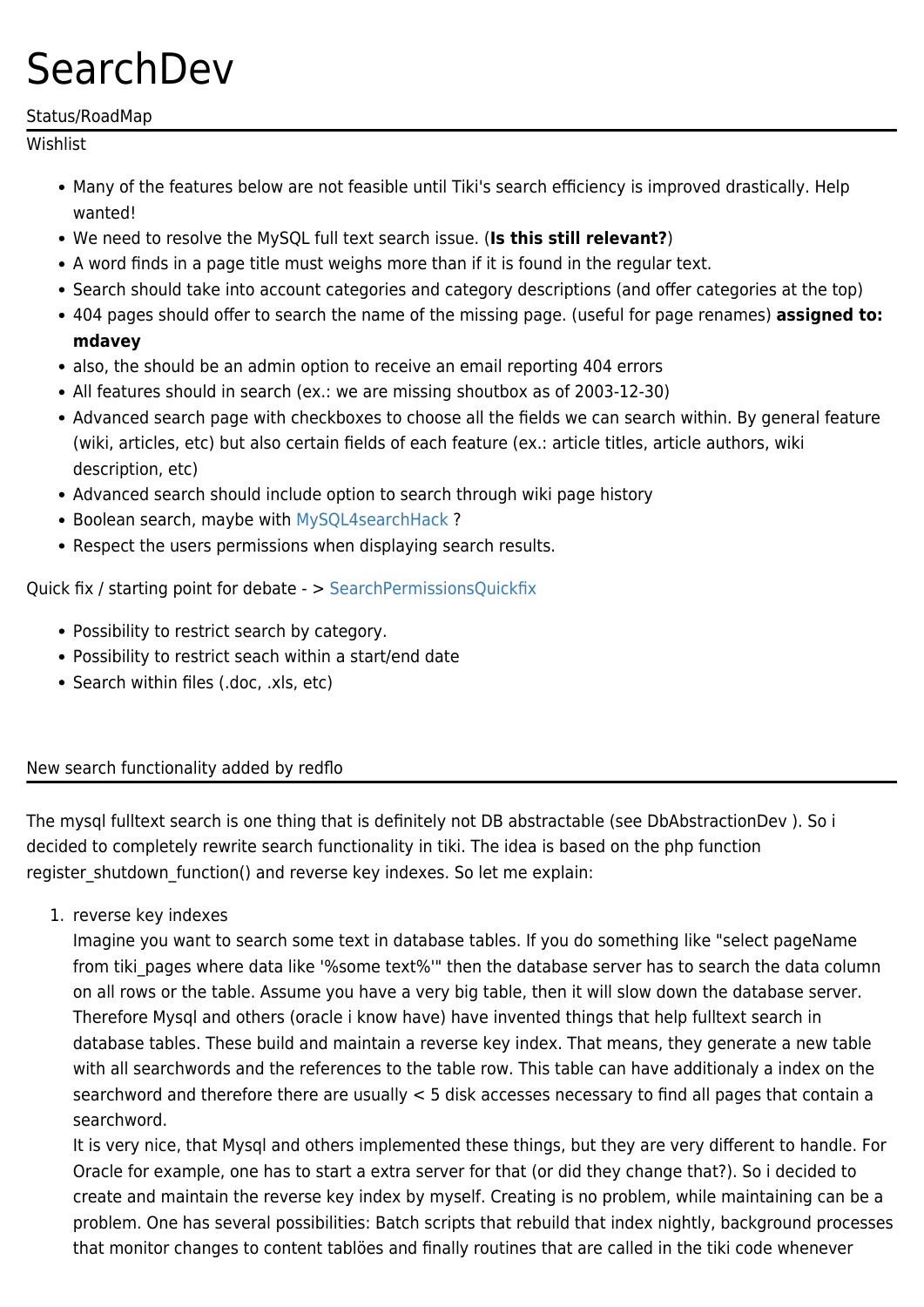# SearchDev

Status/RoadMap

Wishlist

- Many of the features below are not feasible until Tiki's search efficiency is improved drastically. Help wanted!
- We need to resolve the MySQL full text search issue. (**Is this still relevant?**)
- A word finds in a page title must weighs more than if it is found in the regular text.
- Search should take into account categories and category descriptions (and offer categories at the top)
- 404 pages should offer to search the name of the missing page. (useful for page renames) **assigned to: mdavey**
- also, the should be an admin option to receive an email reporting 404 errors
- All features should in search (ex.: we are missing shoutbox as of 2003-12-30)
- Advanced search page with checkboxes to choose all the fields we can search within. By general feature (wiki, articles, etc) but also certain fields of each feature (ex.: article titles, article authors, wiki description, etc)
- Advanced search should include option to search through wiki page history
- Boolean search, maybe with MySQL4searchHack ?
- Respect the users permissions when displaying search results.

Quick fix / starting point for debate - > SearchPermissionsQuickfix

- Possibility to restrict search by category.
- Possibility to restrict seach within a start/end date
- Search within files (.doc, .xls, etc)

New search functionality added by redflo

The mysql fulltext search is one thing that is definitely not DB abstractable (see DbAbstractionDev ). So i decided to completely rewrite search functionality in tiki. The idea is based on the php function register_shutdown_function() and reverse key indexes. So let me explain:

1. reverse key indexes
   Imagine you want to search some text in database tables. If you do something like "select pageName from tiki_pages where data like '%some text%'" then the database server has to search the data column on all rows or the table. Assume you have a very big table, then it will slow down the database server. Therefore Mysql and others (oracle i know have) have invented things that help fulltext search in database tables. These build and maintain a reverse key index. That means, they generate a new table with all searchwords and the references to the table row. This table can have additionaly a index on the searchword and therefore there are usually < 5 disk accesses necessary to find all pages that contain a searchword.
   It is very nice, that Mysql and others implemented these things, but they are very different to handle. For Oracle for example, one has to start a extra server for that (or did they change that?). So i decided to create and maintain the reverse key index by myself. Creating is no problem, while maintaining can be a problem. One has several possibilities: Batch scripts that rebuild that index nightly, background processes that monitor changes to content tablöes and finally routines that are called in the tiki code whenever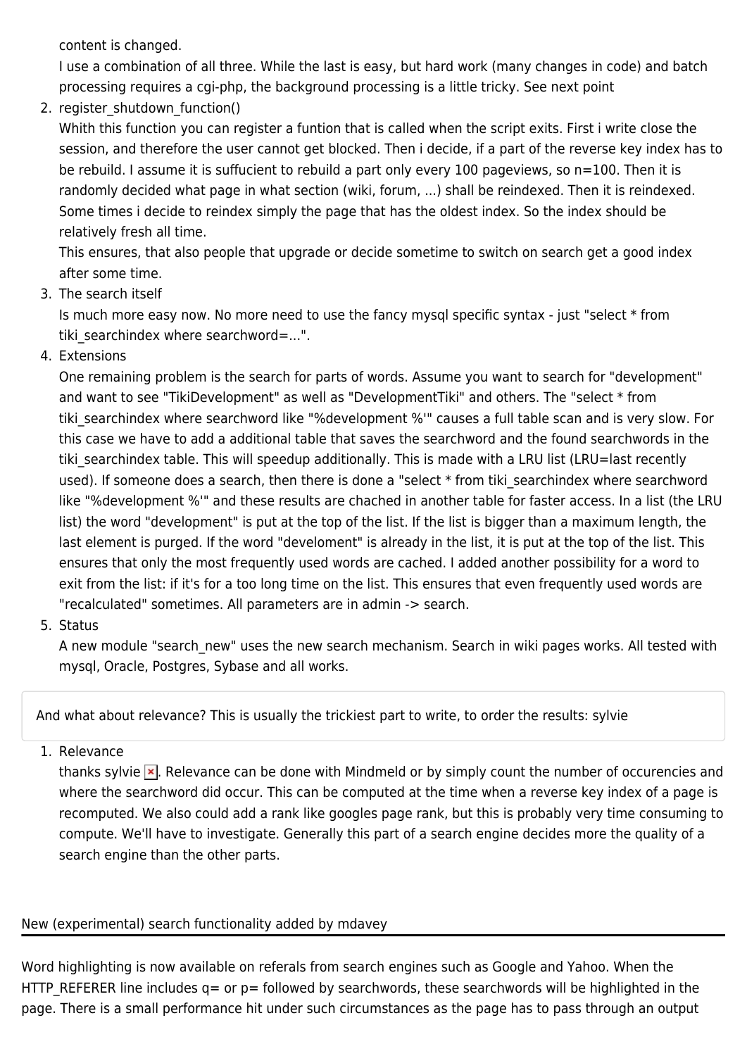content is changed.
I use a combination of all three. While the last is easy, but hard work (many changes in code) and batch processing requires a cgi-php, the background processing is a little tricky. See next point

2. register_shutdown_function()
Whith this function you can register a funtion that is called when the script exits. First i write close the session, and therefore the user cannot get blocked. Then i decide, if a part of the reverse key index has to be rebuild. I assume it is suffucient to rebuild a part only every 100 pageviews, so n=100. Then it is randomly decided what page in what section (wiki, forum, ...) shall be reindexed. Then it is reindexed. Some times i decide to reindex simply the page that has the oldest index. So the index should be relatively fresh all time.
This ensures, that also people that upgrade or decide sometime to switch on search get a good index after some time.
3. The search itself
Is much more easy now. No more need to use the fancy mysql specific syntax - just "select * from tiki_searchindex where searchword=...".
4. Extensions
One remaining problem is the search for parts of words. Assume you want to search for "development" and want to see "TikiDevelopment" as well as "DevelopmentTiki" and others. The "select * from tiki_searchindex where searchword like "%development %'" causes a full table scan and is very slow. For this case we have to add a additional table that saves the searchword and the found searchwords in the tiki_searchindex table. This will speedup additionally. This is made with a LRU list (LRU=last recently used). If someone does a search, then there is done a "select * from tiki_searchindex where searchword like "%development %'" and these results are chached in another table for faster access. In a list (the LRU list) the word "development" is put at the top of the list. If the list is bigger than a maximum length, the last element is purged. If the word "develoment" is already in the list, it is put at the top of the list. This ensures that only the most frequently used words are cached. I added another possibility for a word to exit from the list: if it's for a too long time on the list. This ensures that even frequently used words are "recalculated" sometimes. All parameters are in admin -> search.
5. Status
A new module "search_new" uses the new search mechanism. Search in wiki pages works. All tested with mysql, Oracle, Postgres, Sybase and all works.

> And what about relevance? This is usually the trickiest part to write, to order the results: sylvie

1. Relevance
thanks sylvie. Relevance can be done with Mindmeld or by simply count the number of occurencies and where the searchword did occur. This can be computed at the time when a reverse key index of a page is recomputed. We also could add a rank like googles page rank, but this is probably very time consuming to compute. We'll have to investigate. Generally this part of a search engine decides more the quality of a search engine than the other parts.

## New (experimental) search functionality added by mdavey

Word highlighting is now available on referals from search engines such as Google and Yahoo. When the HTTP_REFERER line includes q= or p= followed by searchwords, these searchwords will be highlighted in the page. There is a small performance hit under such circumstances as the page has to pass through an output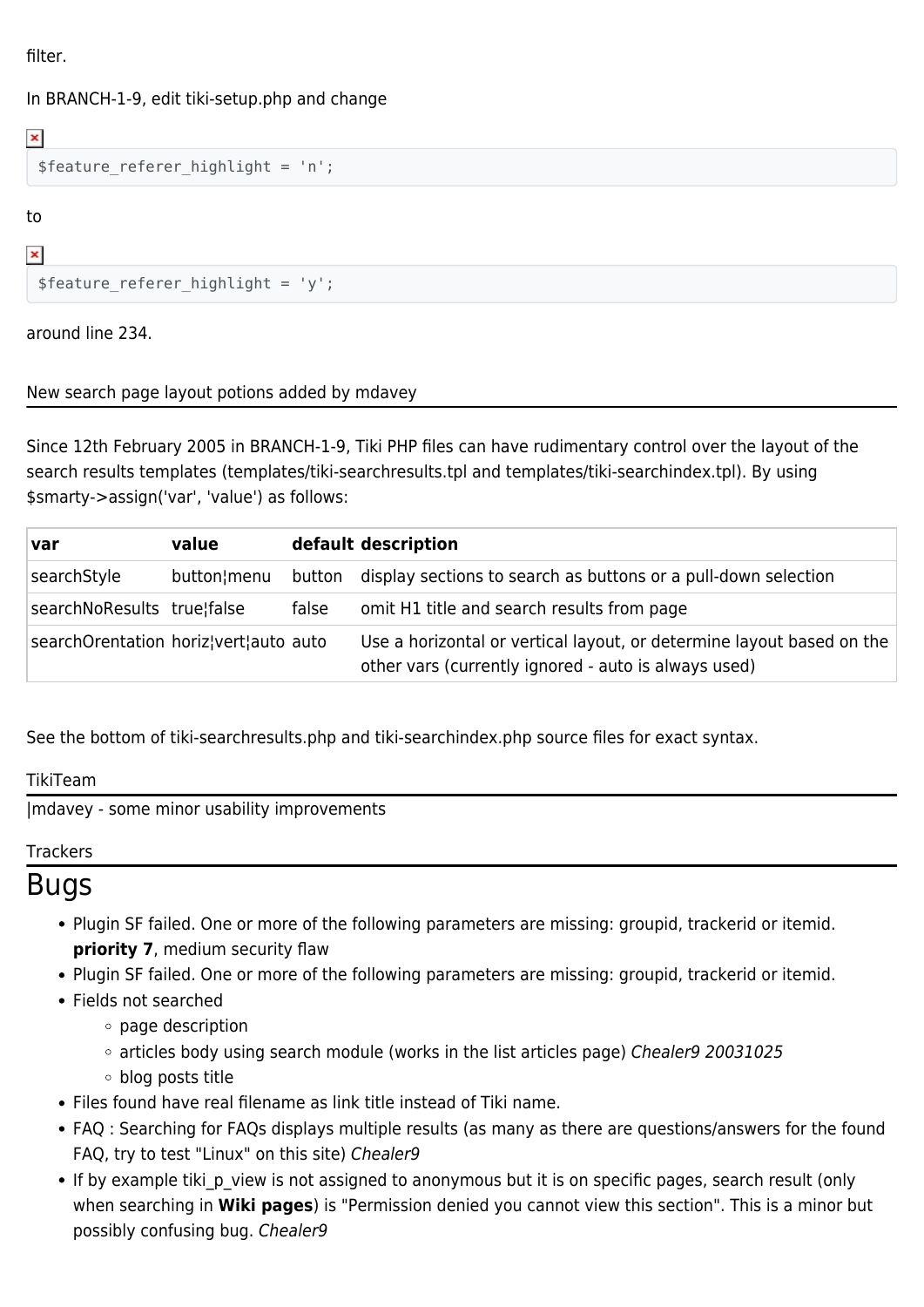filter.

In BRANCH-1-9, edit tiki-setup.php and change

```
$feature_referer_highlight = 'n';
```

to

```
$feature_referer_highlight = 'y';
```

around line 234.

## New search page layout potions added by mdavey

Since 12th February 2005 in BRANCH-1-9, Tiki PHP files can have rudimentary control over the layout of the search results templates (templates/tiki-searchresults.tpl and templates/tiki-searchindex.tpl). By using $smarty->assign('var', 'value') as follows:

| var | value | default | description |
| --- | --- | --- | --- |
| searchStyle | button¦menu | button | display sections to search as buttons or a pull-down selection |
| searchNoResults | true¦false | false | omit H1 title and search results from page |
| searchOrentation | horiz¦vert¦auto | auto | Use a horizontal or vertical layout, or determine layout based on the other vars (currently ignored - auto is always used) |

See the bottom of tiki-searchresults.php and tiki-searchindex.php source files for exact syntax.

## TikiTeam

|mdavey - some minor usability improvements

## Trackers

# Bugs

- Plugin SF failed. One or more of the following parameters are missing: groupid, trackerid or itemid. **priority 7**, medium security flaw
- Plugin SF failed. One or more of the following parameters are missing: groupid, trackerid or itemid.
- Fields not searched
  - page description
  - articles body using search module (works in the list articles page) *Chealer9 20031025*
  - blog posts title
- Files found have real filename as link title instead of Tiki name.
- FAQ : Searching for FAQs displays multiple results (as many as there are questions/answers for the found FAQ, try to test "Linux" on this site) *Chealer9*
- If by example tiki_p_view is not assigned to anonymous but it is on specific pages, search result (only when searching in **Wiki pages**) is "Permission denied you cannot view this section". This is a minor but possibly confusing bug. *Chealer9*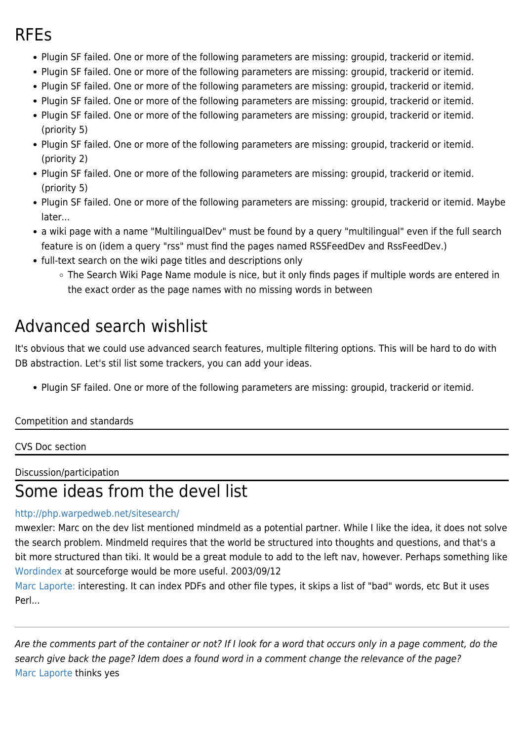## RFEs

- Plugin SF failed. One or more of the following parameters are missing: groupid, trackerid or itemid.
- Plugin SF failed. One or more of the following parameters are missing: groupid, trackerid or itemid.
- Plugin SF failed. One or more of the following parameters are missing: groupid, trackerid or itemid.
- Plugin SF failed. One or more of the following parameters are missing: groupid, trackerid or itemid.
- Plugin SF failed. One or more of the following parameters are missing: groupid, trackerid or itemid. (priority 5)
- Plugin SF failed. One or more of the following parameters are missing: groupid, trackerid or itemid. (priority 2)
- Plugin SF failed. One or more of the following parameters are missing: groupid, trackerid or itemid. (priority 5)
- Plugin SF failed. One or more of the following parameters are missing: groupid, trackerid or itemid. Maybe later...
- a wiki page with a name "MultilingualDev" must be found by a query "multilingual" even if the full search feature is on (idem a query "rss" must find the pages named RSSFeedDev and RssFeedDev.)
- full-text search on the wiki page titles and descriptions only
  - The Search Wiki Page Name module is nice, but it only finds pages if multiple words are entered in the exact order as the page names with no missing words in between

## Advanced search wishlist

It's obvious that we could use advanced search features, multiple filtering options. This will be hard to do with DB abstraction. Let's stil list some trackers, you can add your ideas.

- Plugin SF failed. One or more of the following parameters are missing: groupid, trackerid or itemid.

Competition and standards

---

CVS Doc section

---

Discussion/participation

---

## Some ideas from the devel list

http://php.warpedweb.net/sitesearch/

mwexler: Marc on the dev list mentioned mindmeld as a potential partner. While I like the idea, it does not solve the search problem. Mindmeld requires that the world be structured into thoughts and questions, and that's a bit more structured than tiki. It would be a great module to add to the left nav, however. Perhaps something like Wordindex at sourceforge would be more useful. 2003/09/12

Marc Laporte: interesting. It can index PDFs and other file types, it skips a list of "bad" words, etc But it uses Perl...

---

*Are the comments part of the container or not? If I look for a word that occurs only in a page comment, do the search give back the page? Idem does a found word in a comment change the relevance of the page?*

Marc Laporte thinks yes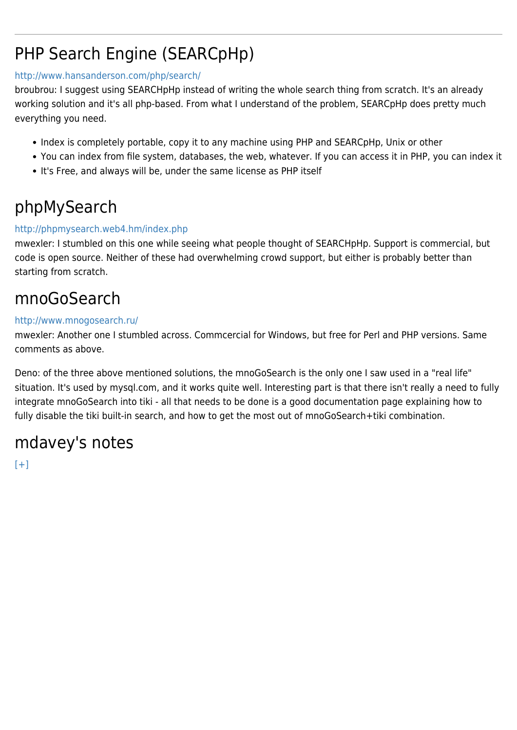## PHP Search Engine (SEARCpHp)

http://www.hansanderson.com/php/search/

broubrou: I suggest using SEARCHpHp instead of writing the whole search thing from scratch. It's an already working solution and it's all php-based. From what I understand of the problem, SEARCpHp does pretty much everything you need.

- Index is completely portable, copy it to any machine using PHP and SEARCpHp, Unix or other
- You can index from file system, databases, the web, whatever. If you can access it in PHP, you can index it
- It's Free, and always will be, under the same license as PHP itself

## phpMySearch

http://phpmysearch.web4.hm/index.php

mwexler: I stumbled on this one while seeing what people thought of SEARCHpHp. Support is commercial, but code is open source. Neither of these had overwhelming crowd support, but either is probably better than starting from scratch.

## mnoGoSearch

http://www.mnogosearch.ru/

mwexler: Another one I stumbled across. Commcercial for Windows, but free for Perl and PHP versions. Same comments as above.

Deno: of the three above mentioned solutions, the mnoGoSearch is the only one I saw used in a "real life" situation. It's used by mysql.com, and it works quite well. Interesting part is that there isn't really a need to fully integrate mnoGoSearch into tiki - all that needs to be done is a good documentation page explaining how to fully disable the tiki built-in search, and how to get the most out of mnoGoSearch+tiki combination.

## mdavey's notes

[+]